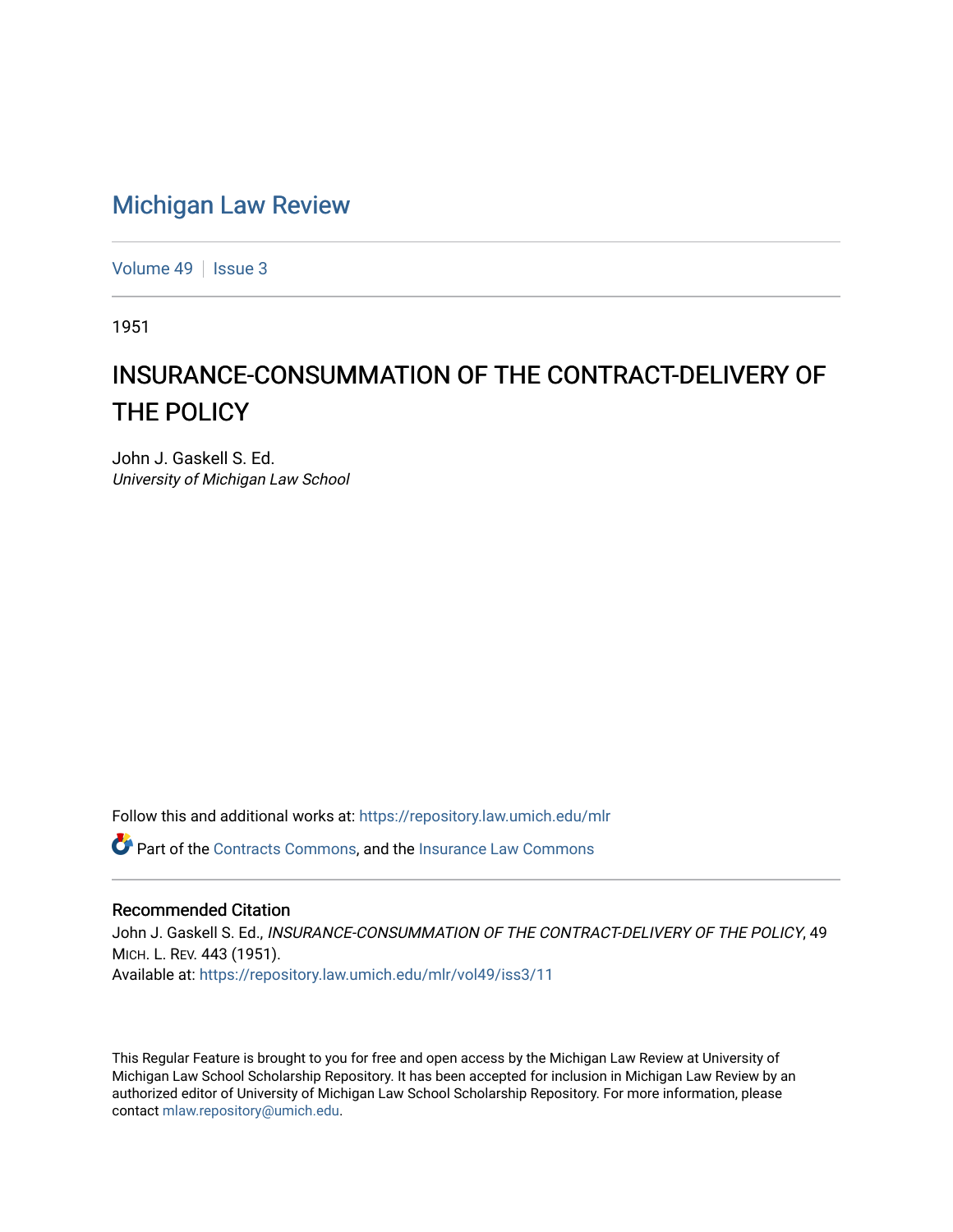Michigan Law Review

Volume 49 | Issue 3

1951

# INSURANCE-CONSUMMATION OF THE CONTRACT-DELIVERY OF THE POLICY

John J. Gaskell S. Ed.
*University of Michigan Law School*

Follow this and additional works at: https://repository.law.umich.edu/mlr

Part of the Contracts Commons, and the Insurance Law Commons

## Recommended Citation

John J. Gaskell S. Ed., *INSURANCE-CONSUMMATION OF THE CONTRACT-DELIVERY OF THE POLICY*, 49 MICH. L. REV. 443 (1951).
Available at: https://repository.law.umich.edu/mlr/vol49/iss3/11

This Regular Feature is brought to you for free and open access by the Michigan Law Review at University of Michigan Law School Scholarship Repository. It has been accepted for inclusion in Michigan Law Review by an authorized editor of University of Michigan Law School Scholarship Repository. For more information, please contact mlaw.repository@umich.edu.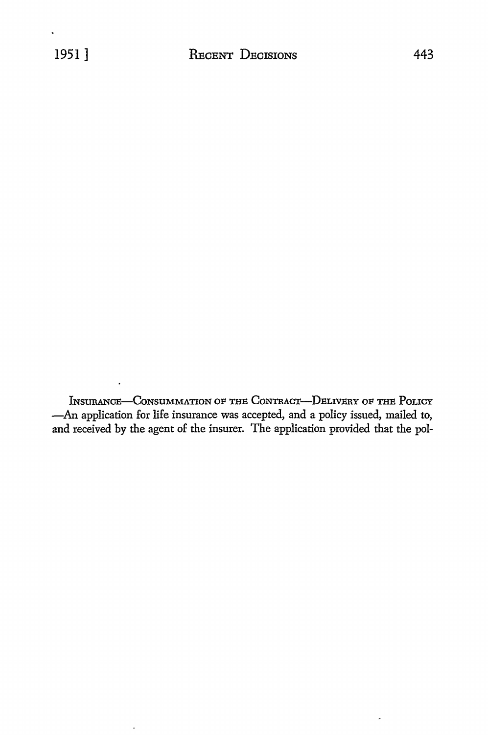INSURANCE—CONSUMMATION OF THE CONTRACT—DELIVERY OF THE POLICY—An application for life insurance was accepted, and a policy issued, mailed to, and received by the agent of the insurer. The application provided that the pol-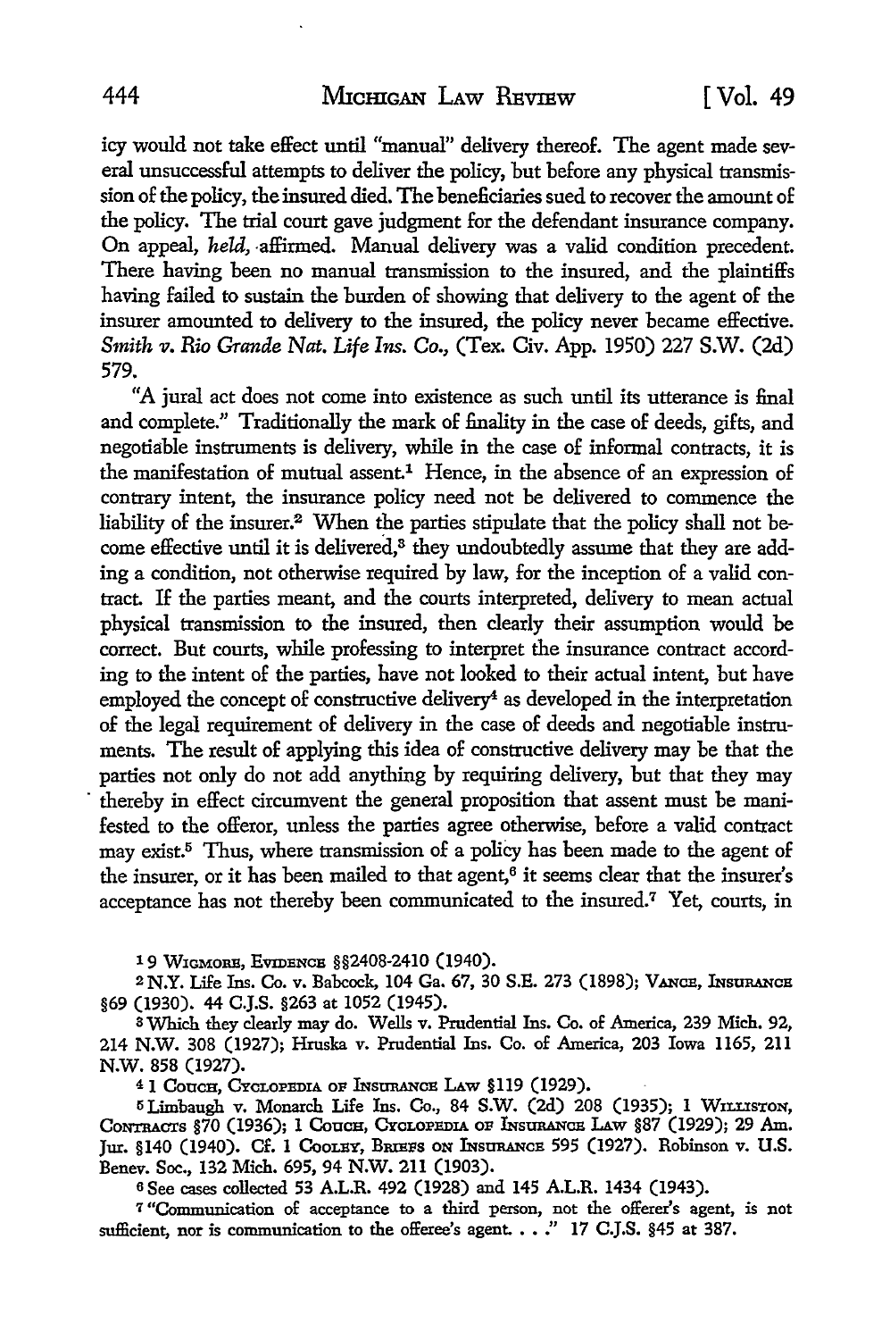icy would not take effect until "manual" delivery thereof. The agent made several unsuccessful attempts to deliver the policy, but before any physical transmission of the policy, the insured died. The beneficiaries sued to recover the amount of the policy. The trial court gave judgment for the defendant insurance company. On appeal, *held,* affirmed. Manual delivery was a valid condition precedent. There having been no manual transmission to the insured, and the plaintiffs having failed to sustain the burden of showing that delivery to the agent of the insurer amounted to delivery to the insured, the policy never became effective. *Smith v. Rio Grande Nat. Life Ins. Co.,* (Tex. Civ. App. 1950) 227 S.W. (2d) 579.

"A jural act does not come into existence as such until its utterance is final and complete." Traditionally the mark of finality in the case of deeds, gifts, and negotiable instruments is delivery, while in the case of informal contracts, it is the manifestation of mutual assent.[1] Hence, in the absence of an expression of contrary intent, the insurance policy need not be delivered to commence the liability of the insurer.[2] When the parties stipulate that the policy shall not become effective until it is delivered,[3] they undoubtedly assume that they are adding a condition, not otherwise required by law, for the inception of a valid contract. If the parties meant, and the courts interpreted, delivery to mean actual physical transmission to the insured, then clearly their assumption would be correct. But courts, while professing to interpret the insurance contract according to the intent of the parties, have not looked to their actual intent, but have employed the concept of constructive delivery[4] as developed in the interpretation of the legal requirement of delivery in the case of deeds and negotiable instruments. The result of applying this idea of constructive delivery may be that the parties not only do not add anything by requiring delivery, but that they may thereby in effect circumvent the general proposition that assent must be manifested to the offeror, unless the parties agree otherwise, before a valid contract may exist.[5] Thus, where transmission of a policy has been made to the agent of the insurer, or it has been mailed to that agent,[6] it seems clear that the insurer's acceptance has not thereby been communicated to the insured.[7] Yet, courts, in

[1] 9 WIGMORE, EVIDENCE §§2408-2410 (1940).

[2] N.Y. Life Ins. Co. v. Babcock, 104 Ga. 67, 30 S.E. 273 (1898); VANCE, INSURANCE §69 (1930). 44 C.J.S. §263 at 1052 (1945).

[3] Which they clearly may do. Wells v. Prudential Ins. Co. of America, 239 Mich. 92, 214 N.W. 308 (1927); Hruska v. Prudential Ins. Co. of America, 203 Iowa 1165, 211 N.W. 858 (1927).

[4] 1 COUCH, CYCLOPEDIA OF INSURANCE LAW §119 (1929).

[5] Limbaugh v. Monarch Life Ins. Co., 84 S.W. (2d) 208 (1935); 1 WILLISTON, CONTRACTS §70 (1936); 1 COUCH, CYCLOPEDIA OF INSURANCE LAW §87 (1929); 29 Am. Jur. §140 (1940). Cf. 1 COOLEY, BRIEFS ON INSURANCE 595 (1927). Robinson v. U.S. Benev. Soc., 132 Mich. 695, 94 N.W. 211 (1903).

[6] See cases collected 53 A.L.R. 492 (1928) and 145 A.L.R. 1434 (1943).

[7] "Communication of acceptance to a third person, not the offerer's agent, is not sufficient, nor is communication to the offeree's agent. . . ." 17 C.J.S. §45 at 387.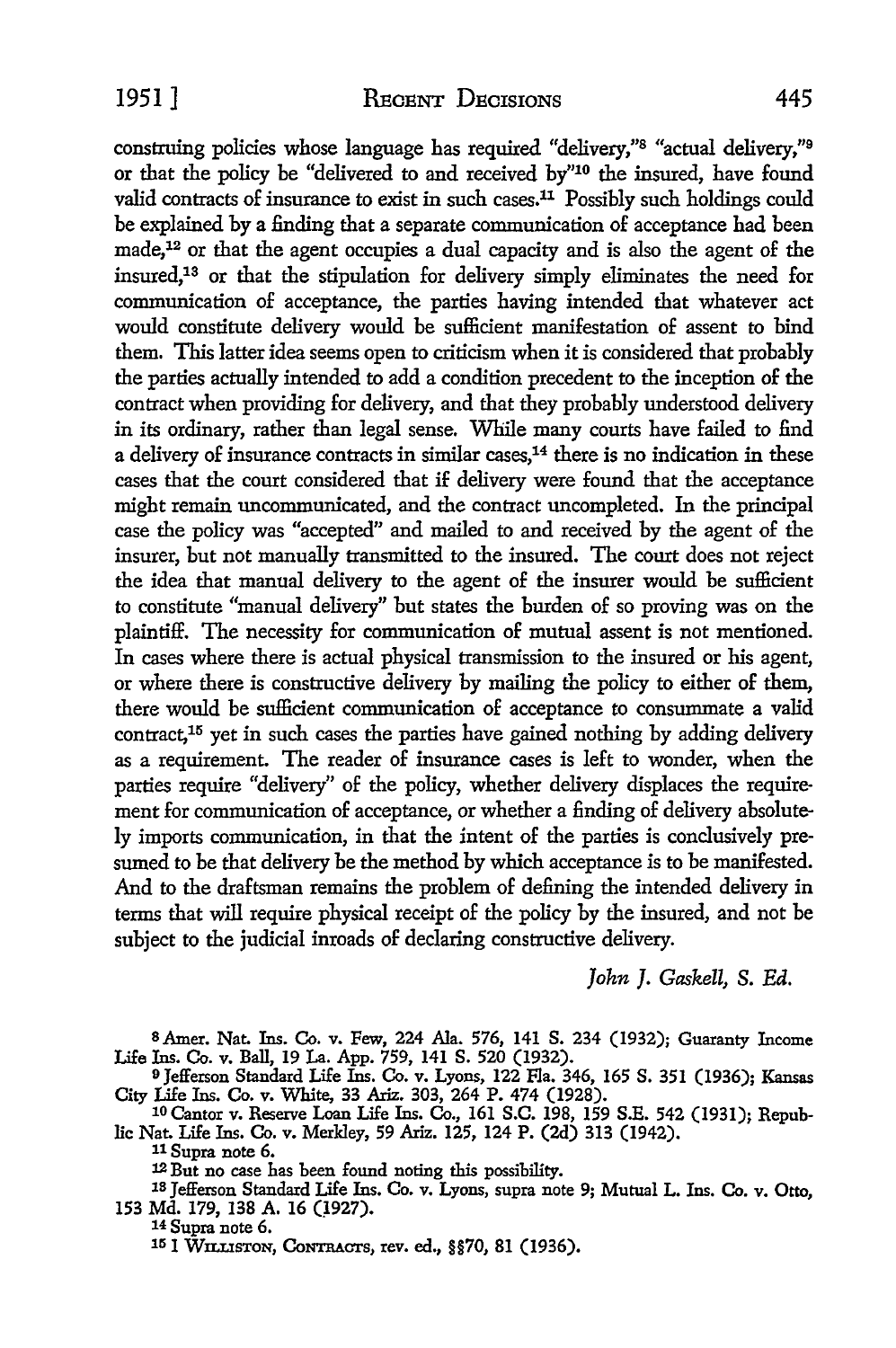construing policies whose language has required "delivery,"[8] "actual delivery,"[9] or that the policy be "delivered to and received by"[10] the insured, have found valid contracts of insurance to exist in such cases.[11] Possibly such holdings could be explained by a finding that a separate communication of acceptance had been made,[12] or that the agent occupies a dual capacity and is also the agent of the insured,[13] or that the stipulation for delivery simply eliminates the need for communication of acceptance, the parties having intended that whatever act would constitute delivery would be sufficient manifestation of assent to bind them. This latter idea seems open to criticism when it is considered that probably the parties actually intended to add a condition precedent to the inception of the contract when providing for delivery, and that they probably understood delivery in its ordinary, rather than legal sense. While many courts have failed to find a delivery of insurance contracts in similar cases,[14] there is no indication in these cases that the court considered that if delivery were found that the acceptance might remain uncommunicated, and the contract uncompleted. In the principal case the policy was "accepted" and mailed to and received by the agent of the insurer, but not manually transmitted to the insured. The court does not reject the idea that manual delivery to the agent of the insurer would be sufficient to constitute "manual delivery" but states the burden of so proving was on the plaintiff. The necessity for communication of mutual assent is not mentioned. In cases where there is actual physical transmission to the insured or his agent, or where there is constructive delivery by mailing the policy to either of them, there would be sufficient communication of acceptance to consummate a valid contract,[15] yet in such cases the parties have gained nothing by adding delivery as a requirement. The reader of insurance cases is left to wonder, when the parties require "delivery" of the policy, whether delivery displaces the requirement for communication of acceptance, or whether a finding of delivery absolutely imports communication, in that the intent of the parties is conclusively presumed to be that delivery be the method by which acceptance is to be manifested. And to the draftsman remains the problem of defining the intended delivery in terms that will require physical receipt of the policy by the insured, and not be subject to the judicial inroads of declaring constructive delivery.

*John J. Gaskell, S. Ed.*

---

[8] Amer. Nat. Ins. Co. v. Few, 224 Ala. 576, 141 S. 234 (1932); Guaranty Income Life Ins. Co. v. Ball, 19 La. App. 759, 141 S. 520 (1932).

[9] Jefferson Standard Life Ins. Co. v. Lyons, 122 Fla. 346, 165 S. 351 (1936); Kansas City Life Ins. Co. v. White, 33 Ariz. 303, 264 P. 474 (1928).

[10] Cantor v. Reserve Loan Life Ins. Co., 161 S.C. 198, 159 S.E. 542 (1931); Republic Nat. Life Ins. Co. v. Merkley, 59 Ariz. 125, 124 P. (2d) 313 (1942).

[11] Supra note 6.

[12] But no case has been found noting this possibility.

[13] Jefferson Standard Life Ins. Co. v. Lyons, supra note 9; Mutual L. Ins. Co. v. Otto, 153 Md. 179, 138 A. 16 (1927).

[14] Supra note 6.

[15] 1 WILLISTON, CONTRACTS, rev. ed., §§70, 81 (1936).